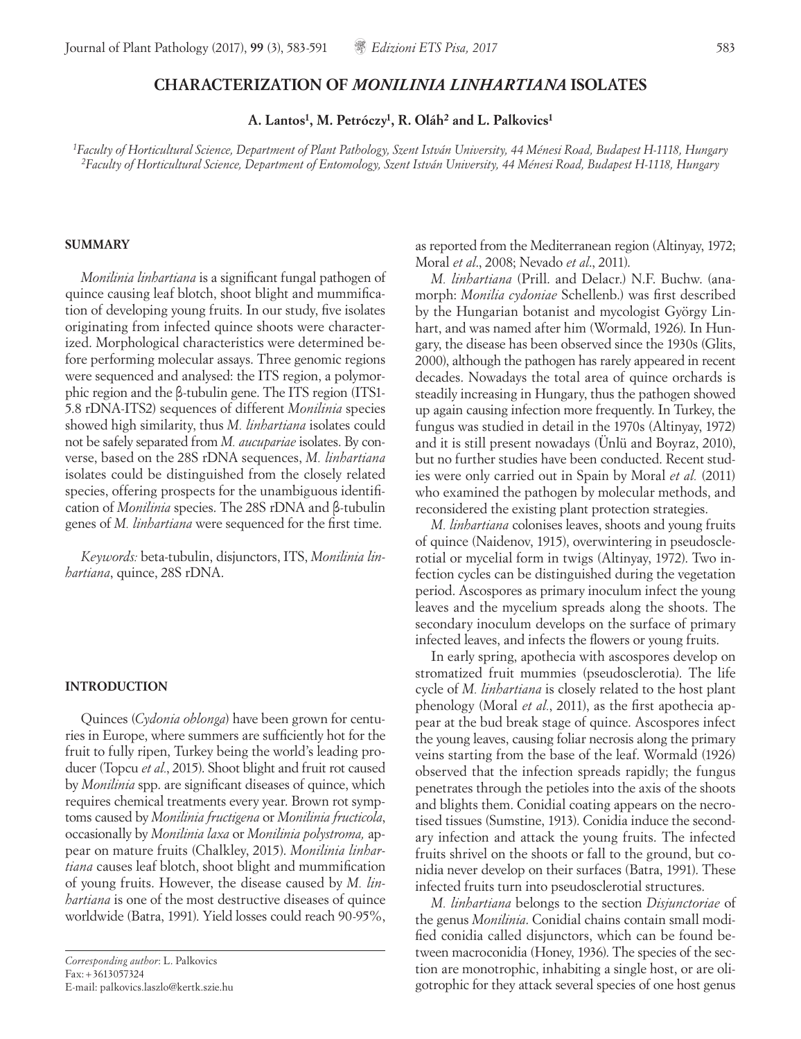# CHARACTERIZATION OF *MONILINIA LINHARTIANA* ISOLATES

**A. Lantos[1], M. Petróczy[1], R. Oláh[2] and L. Palkovics[1]**

*[1]Faculty of Horticultural Science, Department of Plant Pathology, Szent István University, 44 Ménesi Road, Budapest H-1118, Hungary*
*[2]Faculty of Horticultural Science, Department of Entomology, Szent István University, 44 Ménesi Road, Budapest H-1118, Hungary*

## SUMMARY

*Monilinia linhartiana* is a significant fungal pathogen of quince causing leaf blotch, shoot blight and mummification of developing young fruits. In our study, five isolates originating from infected quince shoots were characterized. Morphological characteristics were determined before performing molecular assays. Three genomic regions were sequenced and analysed: the ITS region, a polymorphic region and the β-tubulin gene. The ITS region (ITS1-5.8 rDNA-ITS2) sequences of different *Monilinia* species showed high similarity, thus *M. linhartiana* isolates could not be safely separated from *M. aucupariae* isolates. By converse, based on the 28S rDNA sequences, *M. linhartiana* isolates could be distinguished from the closely related species, offering prospects for the unambiguous identification of *Monilinia* species. The 28S rDNA and β-tubulin genes of *M. linhartiana* were sequenced for the first time.

*Keywords:* beta-tubulin, disjunctors, ITS, *Monilinia linhartiana*, quince, 28S rDNA.

## INTRODUCTION

Quinces (*Cydonia oblonga*) have been grown for centuries in Europe, where summers are sufficiently hot for the fruit to fully ripen, Turkey being the world's leading producer (Topcu *et al*., 2015). Shoot blight and fruit rot caused by *Monilinia* spp. are significant diseases of quince, which requires chemical treatments every year. Brown rot symptoms caused by *Monilinia fructigena* or *Monilinia fructicola*, occasionally by *Monilinia laxa* or *Monilinia polystroma,* appear on mature fruits (Chalkley, 2015). *Monilinia linhartiana* causes leaf blotch, shoot blight and mummification of young fruits. However, the disease caused by *M. linhartiana* is one of the most destructive diseases of quince worldwide (Batra, 1991). Yield losses could reach 90-95%, as reported from the Mediterranean region (Altinyay, 1972; Moral *et al*., 2008; Nevado *et al*., 2011).

*M. linhartiana* (Prill. and Delacr.) N.F. Buchw. (anamorph: *Monilia cydoniae* Schellenb.) was first described by the Hungarian botanist and mycologist György Linhart, and was named after him (Wormald, 1926). In Hungary, the disease has been observed since the 1930s (Glits, 2000), although the pathogen has rarely appeared in recent decades. Nowadays the total area of quince orchards is steadily increasing in Hungary, thus the pathogen showed up again causing infection more frequently. In Turkey, the fungus was studied in detail in the 1970s (Altinyay, 1972) and it is still present nowadays (Ünlü and Boyraz, 2010), but no further studies have been conducted. Recent studies were only carried out in Spain by Moral *et al.* (2011) who examined the pathogen by molecular methods, and reconsidered the existing plant protection strategies.

*M. linhartiana* colonises leaves, shoots and young fruits of quince (Naidenov, 1915), overwintering in pseudosclerotial or mycelial form in twigs (Altinyay, 1972). Two infection cycles can be distinguished during the vegetation period. Ascospores as primary inoculum infect the young leaves and the mycelium spreads along the shoots. The secondary inoculum develops on the surface of primary infected leaves, and infects the flowers or young fruits.

In early spring, apothecia with ascospores develop on stromatized fruit mummies (pseudosclerotia). The life cycle of *M. linhartiana* is closely related to the host plant phenology (Moral *et al*., 2011), as the first apothecia appear at the bud break stage of quince. Ascospores infect the young leaves, causing foliar necrosis along the primary veins starting from the base of the leaf. Wormald (1926) observed that the infection spreads rapidly; the fungus penetrates through the petioles into the axis of the shoots and blights them. Conidial coating appears on the necrotised tissues (Sumstine, 1913). Conidia induce the secondary infection and attack the young fruits. The infected fruits shrivel on the shoots or fall to the ground, but conidia never develop on their surfaces (Batra, 1991). These infected fruits turn into pseudosclerotial structures.

*M. linhartiana* belongs to the section *Disjunctoriae* of the genus *Monilinia*. Conidial chains contain small modified conidia called disjunctors, which can be found between macroconidia (Honey, 1936). The species of the section are monotrophic, inhabiting a single host, or are oligotrophic for they attack several species of one host genus

*Corresponding author*: L. Palkovics
Fax: +3613057324
E-mail: palkovics.laszlo@kertk.szie.hu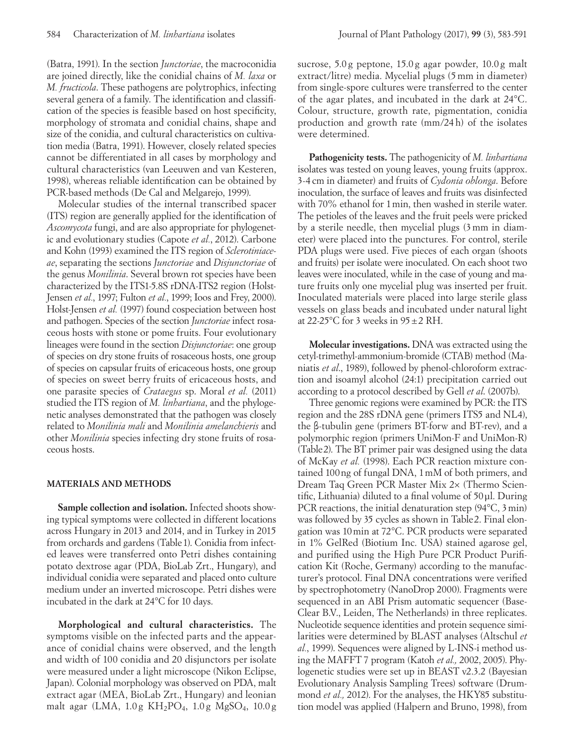(Batra, 1991). In the section *Junctoriae*, the macroconidia are joined directly, like the conidial chains of *M. laxa* or *M. fructicola*. These pathogens are polytrophics, infecting several genera of a family. The identification and classification of the species is feasible based on host specificity, morphology of stromata and conidial chains, shape and size of the conidia, and cultural characteristics on cultivation media (Batra, 1991). However, closely related species cannot be differentiated in all cases by morphology and cultural characteristics (van Leeuwen and van Kesteren, 1998), whereas reliable identification can be obtained by PCR-based methods (De Cal and Melgarejo, 1999).

Molecular studies of the internal transcribed spacer (ITS) region are generally applied for the identification of *Ascomycota* fungi, and are also appropriate for phylogenetic and evolutionary studies (Capote *et al.*, 2012). Carbone and Kohn (1993) examined the ITS region of *Sclerotiniaceae*, separating the sections *Junctoriae* and *Disjunctoriae* of the genus *Monilinia*. Several brown rot species have been characterized by the ITS1-5.8S rDNA-ITS2 region (Holst-Jensen *et al.*, 1997; Fulton *et al.*, 1999; Ioos and Frey, 2000). Holst-Jensen *et al.* (1997) found cospeciation between host and pathogen. Species of the section *Junctoriae* infect rosaceous hosts with stone or pome fruits. Four evolutionary lineages were found in the section *Disjunctoriae*: one group of species on dry stone fruits of rosaceous hosts, one group of species on capsular fruits of ericaceous hosts, one group of species on sweet berry fruits of ericaceous hosts, and one parasite species of *Crataegus* sp. Moral *et al.* (2011) studied the ITS region of *M. linhartiana*, and the phylogenetic analyses demonstrated that the pathogen was closely related to *Monilinia mali* and *Monilinia amelanchieris* and other *Monilinia* species infecting dry stone fruits of rosaceous hosts.

## MATERIALS AND METHODS

**Sample collection and isolation.** Infected shoots showing typical symptoms were collected in different locations across Hungary in 2013 and 2014, and in Turkey in 2015 from orchards and gardens (Table 1). Conidia from infected leaves were transferred onto Petri dishes containing potato dextrose agar (PDA, BioLab Zrt., Hungary), and individual conidia were separated and placed onto culture medium under an inverted microscope. Petri dishes were incubated in the dark at 24°C for 10 days.

**Morphological and cultural characteristics.** The symptoms visible on the infected parts and the appearance of conidial chains were observed, and the length and width of 100 conidia and 20 disjunctors per isolate were measured under a light microscope (Nikon Eclipse, Japan). Colonial morphology was observed on PDA, malt extract agar (MEA, BioLab Zrt., Hungary) and leonian malt agar (LMA, 1.0 g $KH_2PO_4$, 1.0 g $MgSO_4$, 10.0 g sucrose, 5.0 g peptone, 15.0 g agar powder, 10.0 g malt extract/litre) media. Mycelial plugs (5 mm in diameter) from single-spore cultures were transferred to the center of the agar plates, and incubated in the dark at 24°C. Colour, structure, growth rate, pigmentation, conidia production and growth rate (mm/24 h) of the isolates were determined.

**Pathogenicity tests.** The pathogenicity of *M. linhartiana* isolates was tested on young leaves, young fruits (approx. 3-4 cm in diameter) and fruits of *Cydonia oblonga*. Before inoculation, the surface of leaves and fruits was disinfected with 70% ethanol for 1 min, then washed in sterile water. The petioles of the leaves and the fruit peels were pricked by a sterile needle, then mycelial plugs (3 mm in diameter) were placed into the punctures. For control, sterile PDA plugs were used. Five pieces of each organ (shoots and fruits) per isolate were inoculated. On each shoot two leaves were inoculated, while in the case of young and mature fruits only one mycelial plug was inserted per fruit. Inoculated materials were placed into large sterile glass vessels on glass beads and incubated under natural light at 22-25°C for 3 weeks in 95 ± 2 RH.

**Molecular investigations.** DNA was extracted using the cetyl-trimethyl-ammonium-bromide (CTAB) method (Maniatis *et al.*, 1989), followed by phenol-chloroform extraction and isoamyl alcohol (24:1) precipitation carried out according to a protocol described by Gell *et al.* (2007b).

Three genomic regions were examined by PCR: the ITS region and the 28S rDNA gene (primers ITS5 and NL4), the β-tubulin gene (primers BT-forw and BT-rev), and a polymorphic region (primers UniMon-F and UniMon-R) (Table 2). The BT primer pair was designed using the data of McKay *et al.* (1998). Each PCR reaction mixture contained 100 ng of fungal DNA, 1 mM of both primers, and Dream Taq Green PCR Master Mix 2× (Thermo Scientific, Lithuania) diluted to a final volume of 50 µl. During PCR reactions, the initial denaturation step (94°C, 3 min) was followed by 35 cycles as shown in Table 2. Final elongation was 10 min at 72°C. PCR products were separated in 1% GelRed (Biotium Inc. USA) stained agarose gel, and purified using the High Pure PCR Product Purification Kit (Roche, Germany) according to the manufacturer's protocol. Final DNA concentrations were verified by spectrophotometry (NanoDrop 2000). Fragments were sequenced in an ABI Prism automatic sequencer (BaseClear B.V., Leiden, The Netherlands) in three replicates. Nucleotide sequence identities and protein sequence similarities were determined by BLAST analyses (Altschul *et al.*, 1999). Sequences were aligned by L-INS-i method using the MAFFT 7 program (Katoh *et al.,* 2002, 2005). Phylogenetic studies were set up in BEAST v2.3.2 (Bayesian Evolutionary Analysis Sampling Trees) software (Drummond *et al.,* 2012). For the analyses, the HKY85 substitution model was applied (Halpern and Bruno, 1998), from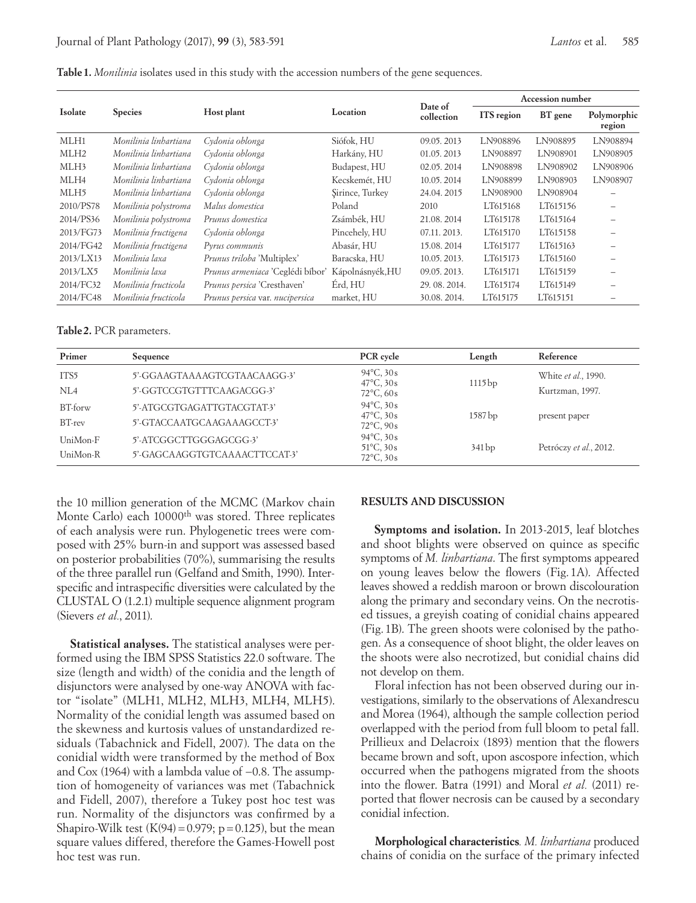**Table 1.** *Monilinia* isolates used in this study with the accession numbers of the gene sequences.

| Isolate | Species | Host plant | Location | Date of collection | Accession number | | |
|---|---|---|---|---|---|---|---|
| | | | | | ITS region | BT gene | Polymorphic region |
| MLH1 | *Monilinia linhartiana* | *Cydonia oblonga* | Siófok, HU | 09.05. 2013 | LN908896 | LN908895 | LN908894 |
| MLH2 | *Monilinia linhartiana* | *Cydonia oblonga* | Harkány, HU | 01.05. 2013 | LN908897 | LN908901 | LN908905 |
| MLH3 | *Monilinia linhartiana* | *Cydonia oblonga* | Budapest, HU | 02.05. 2014 | LN908898 | LN908902 | LN908906 |
| MLH4 | *Monilinia linhartiana* | *Cydonia oblonga* | Kecskemét, HU | 10.05. 2014 | LN908899 | LN908903 | LN908907 |
| MLH5 | *Monilinia linhartiana* | *Cydonia oblonga* | Şirince, Turkey | 24.04. 2015 | LN908900 | LN908904 | – |
| 2010/PS78 | *Monilinia polystroma* | *Malus domestica* | Poland | 2010 | LT615168 | LT615156 | – |
| 2014/PS36 | *Monilinia polystroma* | *Prunus domestica* | Zsámbék, HU | 21.08. 2014 | LT615178 | LT615164 | – |
| 2013/FG73 | *Monilinia fructigena* | *Cydonia oblonga* | Pincehely, HU | 07.11. 2013. | LT615170 | LT615158 | – |
| 2014/FG42 | *Monilinia fructigena* | *Pyrus communis* | Abasár, HU | 15.08. 2014 | LT615177 | LT615163 | – |
| 2013/LX13 | *Monilinia laxa* | *Prunus triloba* 'Multiplex' | Baracska, HU | 10.05. 2013. | LT615173 | LT615160 | – |
| 2013/LX5 | *Monilinia laxa* | *Prunus armeniaca* 'Ceglédi bíbor' | Kápolnásnyék,HU | 09.05. 2013. | LT615171 | LT615159 | – |
| 2014/FC32 | *Monilinia fructicola* | *Prunus persica* 'Cresthaven' | Érd, HU | 29. 08. 2014. | LT615174 | LT615149 | – |
| 2014/FC48 | *Monilinia fructicola* | *Prunus persica* var. *nucipersica* | market, HU | 30.08. 2014. | LT615175 | LT615151 | – |

**Table 2.** PCR parameters.

| Primer | Sequence | PCR cycle | Length | Reference |
|---|---|---|---|---|
| ITS5 | 5'-GGAAGTAAAAGTCGTAACAAGG-3' | 94°C, 30 s<br>47°C, 30 s<br>72°C, 60 s | 1115 bp | White *et al.*, 1990. |
| NL4 | 5'-GGTCCGTGTTTCAAGACGG-3' | | | Kurtzman, 1997. |
| BT-forw | 5'-ATGCGTGAGATTGTACGTAT-3' | 94°C, 30 s<br>47°C, 30 s<br>72°C, 90 s | 1587 bp | present paper |
| BT-rev | 5'-GTACCAATGCAAGAAAGCCT-3' | | | |
| UniMon-F | 5'-ATCGGCTTGGGAGCGG-3' | 94°C, 30 s<br>51°C, 30 s<br>72°C, 30 s | 341 bp | Petróczy *et al.*, 2012. |
| UniMon-R | 5'-GAGCAAGGTGTCAAAACTTCCAT-3' | | | |

the 10 million generation of the MCMC (Markov chain Monte Carlo) each 10000$^{th}$ was stored. Three replicates of each analysis were run. Phylogenetic trees were composed with 25% burn-in and support was assessed based on posterior probabilities (70%), summarising the results of the three parallel run (Gelfand and Smith, 1990). Interspecific and intraspecific diversities were calculated by the CLUSTAL O (1.2.1) multiple sequence alignment program (Sievers *et al.*, 2011).

**Statistical analyses.** The statistical analyses were performed using the IBM SPSS Statistics 22.0 software. The size (length and width) of the conidia and the length of disjunctors were analysed by one-way ANOVA with factor "isolate" (MLH1, MLH2, MLH3, MLH4, MLH5). Normality of the conidial length was assumed based on the skewness and kurtosis values of unstandardized residuals (Tabachnick and Fidell, 2007). The data on the conidial width were transformed by the method of Box and Cox (1964) with a lambda value of –0.8. The assumption of homogeneity of variances was met (Tabachnick and Fidell, 2007), therefore a Tukey post hoc test was run. Normality of the disjunctors was confirmed by a Shapiro-Wilk test ($K(94) = 0.979$; $p = 0.125$), but the mean square values differed, therefore the Games-Howell post hoc test was run.

## RESULTS AND DISCUSSION

**Symptoms and isolation.** In 2013-2015, leaf blotches and shoot blights were observed on quince as specific symptoms of *M. linhartiana*. The first symptoms appeared on young leaves below the flowers (Fig. 1A). Affected leaves showed a reddish maroon or brown discolouration along the primary and secondary veins. On the necrotised tissues, a greyish coating of conidial chains appeared (Fig. 1B). The green shoots were colonised by the pathogen. As a consequence of shoot blight, the older leaves on the shoots were also necrotized, but conidial chains did not develop on them.

Floral infection has not been observed during our investigations, similarly to the observations of Alexandrescu and Morea (1964), although the sample collection period overlapped with the period from full bloom to petal fall. Prillieux and Delacroix (1893) mention that the flowers became brown and soft, upon ascospore infection, which occurred when the pathogens migrated from the shoots into the flower. Batra (1991) and Moral *et al.* (2011) reported that flower necrosis can be caused by a secondary conidial infection.

**Morphological characteristics***.* *M. linhartiana* produced chains of conidia on the surface of the primary infected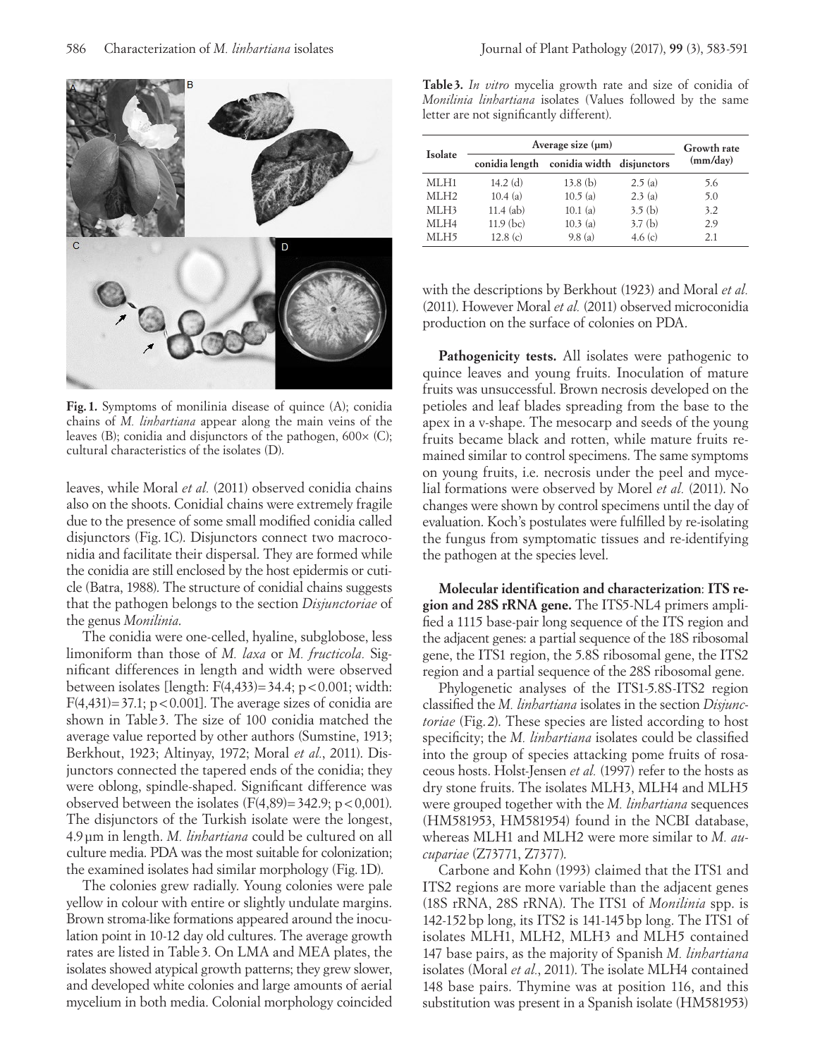Fig. 1. Symptoms of monilinia disease of quince (A); conidia chains of *M. linhartiana* appear along the main veins of the leaves (B); conidia and disjunctors of the pathogen, 600× (C); cultural characteristics of the isolates (D).

leaves, while Moral *et al.* (2011) observed conidia chains also on the shoots. Conidial chains were extremely fragile due to the presence of some small modified conidia called disjunctors (Fig. 1C). Disjunctors connect two macroconidia and facilitate their dispersal. They are formed while the conidia are still enclosed by the host epidermis or cuticle (Batra, 1988). The structure of conidial chains suggests that the pathogen belongs to the section *Disjunctoriae* of the genus *Monilinia*.

The conidia were one-celled, hyaline, subglobose, less limoniform than those of *M. laxa* or *M. fructicola.* Significant differences in length and width were observed between isolates [length: $F(4,433)= 34.4$; $p < 0.001$; width: $F(4,431)= 37.1$; $p < 0.001$]. The average sizes of conidia are shown in Table 3. The size of 100 conidia matched the average value reported by other authors (Sumstine, 1913; Berkhout, 1923; Altinyay, 1972; Moral *et al.*, 2011). Disjunctors connected the tapered ends of the conidia; they were oblong, spindle-shaped. Significant difference was observed between the isolates ($F(4,89)= 342.9$; $p < 0,001$). The disjunctors of the Turkish isolate were the longest, 4.9 µm in length. *M. linhartiana* could be cultured on all culture media. PDA was the most suitable for colonization; the examined isolates had similar morphology (Fig. 1D).

The colonies grew radially. Young colonies were pale yellow in colour with entire or slightly undulate margins. Brown stroma-like formations appeared around the inoculation point in 10-12 day old cultures. The average growth rates are listed in Table 3. On LMA and MEA plates, the isolates showed atypical growth patterns; they grew slower, and developed white colonies and large amounts of aerial mycelium in both media. Colonial morphology coincided

**Table 3.** *In vitro* mycelia growth rate and size of conidia of *Monilinia linhartiana* isolates (Values followed by the same letter are not significantly different).

| Isolate | Average size (µm) | | | Growth rate (mm/day) |
|---|---|---|---|---|
| | conidia length | conidia width | disjunctors | |
| MLH1 | 14.2 (d) | 13.8 (b) | 2.5 (a) | 5.6 |
| MLH2 | 10.4 (a) | 10.5 (a) | 2.3 (a) | 5.0 |
| MLH3 | 11.4 (ab) | 10.1 (a) | 3.5 (b) | 3.2 |
| MLH4 | 11.9 (bc) | 10.3 (a) | 3.7 (b) | 2.9 |
| MLH5 | 12.8 (c) | 9.8 (a) | 4.6 (c) | 2.1 |

with the descriptions by Berkhout (1923) and Moral *et al.* (2011). However Moral *et al.* (2011) observed microconidia production on the surface of colonies on PDA.

**Pathogenicity tests.** All isolates were pathogenic to quince leaves and young fruits. Inoculation of mature fruits was unsuccessful. Brown necrosis developed on the petioles and leaf blades spreading from the base to the apex in a v-shape. The mesocarp and seeds of the young fruits became black and rotten, while mature fruits remained similar to control specimens. The same symptoms on young fruits, i.e. necrosis under the peel and mycelial formations were observed by Morel *et al.* (2011). No changes were shown by control specimens until the day of evaluation. Koch's postulates were fulfilled by re-isolating the fungus from symptomatic tissues and re-identifying the pathogen at the species level.

**Molecular identification and characterization**: **ITS region and 28S rRNA gene.** The ITS5-NL4 primers amplified a 1115 base-pair long sequence of the ITS region and the adjacent genes: a partial sequence of the 18S ribosomal gene, the ITS1 region, the 5.8S ribosomal gene, the ITS2 region and a partial sequence of the 28S ribosomal gene.

Phylogenetic analyses of the ITS1-5.8S-ITS2 region classified the *M. linhartiana* isolates in the section *Disjunctoriae* (Fig. 2). These species are listed according to host specificity; the *M. linhartiana* isolates could be classified into the group of species attacking pome fruits of rosaceous hosts. Holst-Jensen *et al.* (1997) refer to the hosts as dry stone fruits. The isolates MLH3, MLH4 and MLH5 were grouped together with the *M. linhartiana* sequences (HM581953, HM581954) found in the NCBI database, whereas MLH1 and MLH2 were more similar to *M. aucupariae* (Z73771, Z7377).

Carbone and Kohn (1993) claimed that the ITS1 and ITS2 regions are more variable than the adjacent genes (18S rRNA, 28S rRNA). The ITS1 of *Monilinia* spp. is 142-152 bp long, its ITS2 is 141-145 bp long. The ITS1 of isolates MLH1, MLH2, MLH3 and MLH5 contained 147 base pairs, as the majority of Spanish *M. linhartiana* isolates (Moral *et al.*, 2011). The isolate MLH4 contained 148 base pairs. Thymine was at position 116, and this substitution was present in a Spanish isolate (HM581953)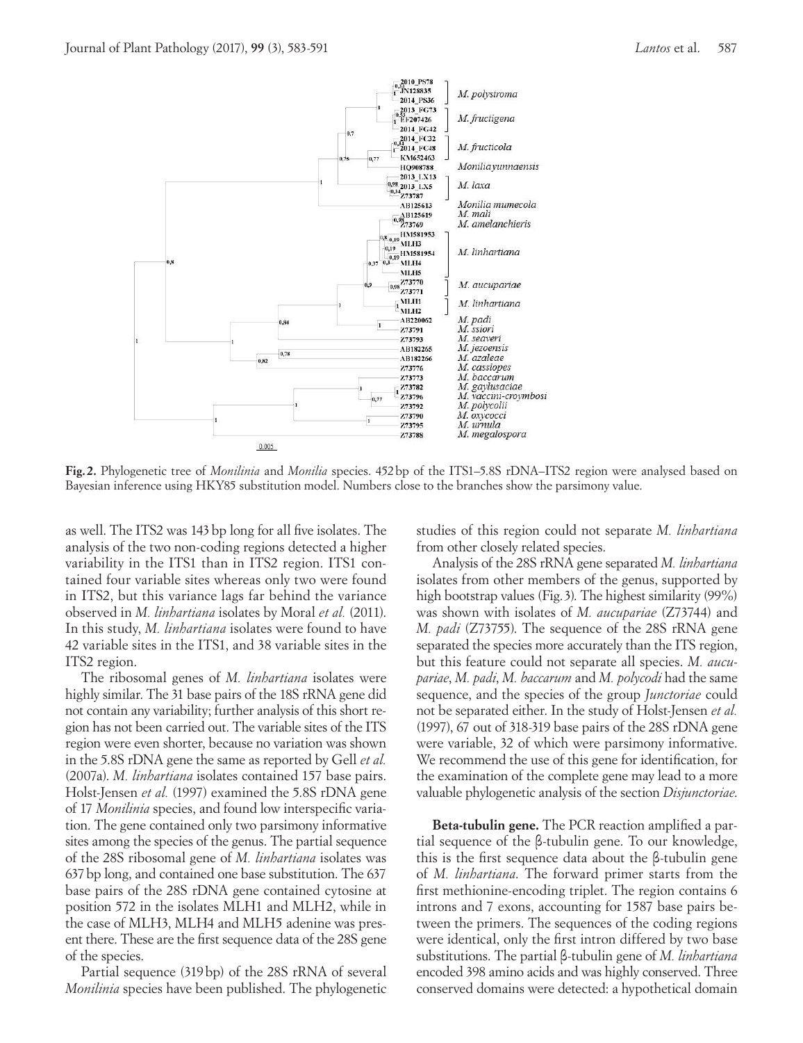**Fig. 2.** Phylogenetic tree of *Monilinia* and *Monilia* species. 452 bp of the ITS1–5.8S rDNA–ITS2 region were analysed based on Bayesian inference using HKY85 substitution model. Numbers close to the branches show the parsimony value.

as well. The ITS2 was 143 bp long for all five isolates. The analysis of the two non-coding regions detected a higher variability in the ITS1 than in ITS2 region. ITS1 contained four variable sites whereas only two were found in ITS2, but this variance lags far behind the variance observed in *M. linhartiana* isolates by Moral *et al.* (2011). In this study, *M. linhartiana* isolates were found to have 42 variable sites in the ITS1, and 38 variable sites in the ITS2 region.

The ribosomal genes of *M. linhartiana* isolates were highly similar. The 31 base pairs of the 18S rRNA gene did not contain any variability; further analysis of this short region has not been carried out. The variable sites of the ITS region were even shorter, because no variation was shown in the 5.8S rDNA gene the same as reported by Gell *et al.* (2007a). *M. linhartiana* isolates contained 157 base pairs. Holst-Jensen *et al.* (1997) examined the 5.8S rDNA gene of 17 *Monilinia* species, and found low interspecific variation. The gene contained only two parsimony informative sites among the species of the genus. The partial sequence of the 28S ribosomal gene of *M. linhartiana* isolates was 637 bp long, and contained one base substitution. The 637 base pairs of the 28S rDNA gene contained cytosine at position 572 in the isolates MLH1 and MLH2, while in the case of MLH3, MLH4 and MLH5 adenine was present there. These are the first sequence data of the 28S gene of the species.

Partial sequence (319 bp) of the 28S rRNA of several *Monilinia* species have been published. The phylogenetic studies of this region could not separate *M. linhartiana* from other closely related species.

Analysis of the 28S rRNA gene separated *M. linhartiana* isolates from other members of the genus, supported by high bootstrap values (Fig. 3). The highest similarity (99%) was shown with isolates of *M. aucupariae* (Z73744) and *M. padi* (Z73755). The sequence of the 28S rRNA gene separated the species more accurately than the ITS region, but this feature could not separate all species. *M. aucupariae*, *M. padi*, *M. baccarum* and *M. polycodi* had the same sequence, and the species of the group *Junctoriae* could not be separated either. In the study of Holst-Jensen *et al.* (1997), 67 out of 318-319 base pairs of the 28S rDNA gene were variable, 32 of which were parsimony informative. We recommend the use of this gene for identification, for the examination of the complete gene may lead to a more valuable phylogenetic analysis of the section *Disjunctoriae*.

**Beta-tubulin gene.** The PCR reaction amplified a partial sequence of the β-tubulin gene. To our knowledge, this is the first sequence data about the β-tubulin gene of *M. linhartiana*. The forward primer starts from the first methionine-encoding triplet. The region contains 6 introns and 7 exons, accounting for 1587 base pairs between the primers. The sequences of the coding regions were identical, only the first intron differed by two base substitutions. The partial β-tubulin gene of *M. linhartiana* encoded 398 amino acids and was highly conserved. Three conserved domains were detected: a hypothetical domain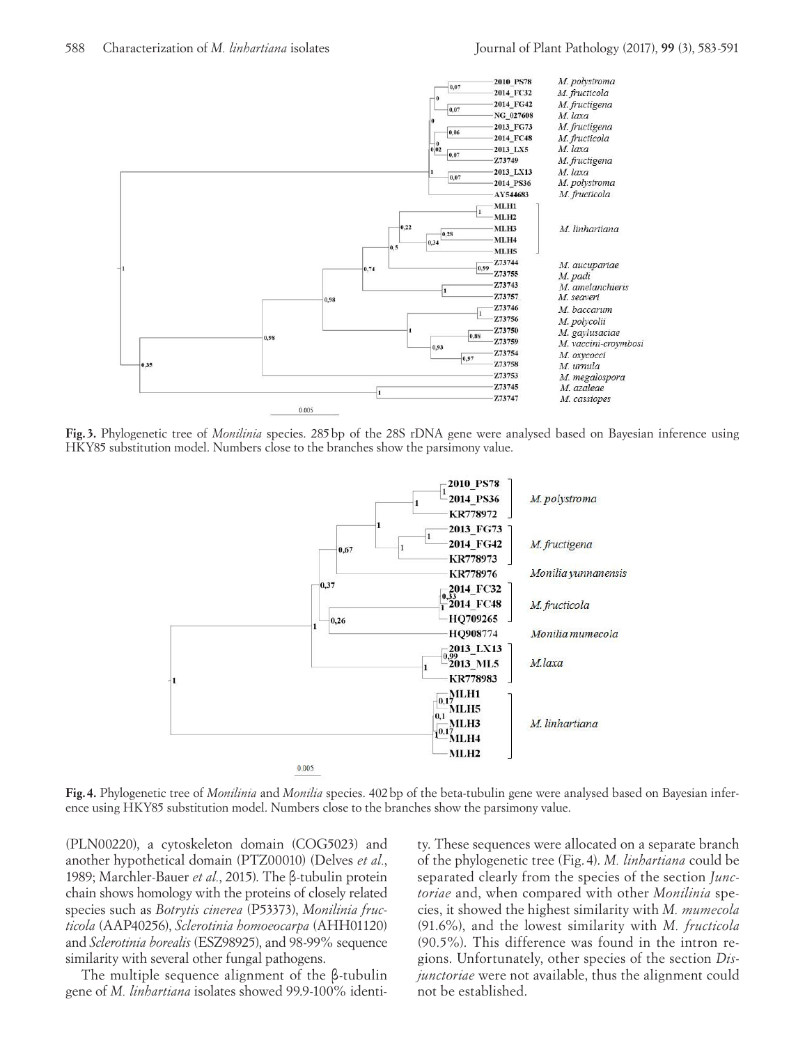**Fig. 3.** Phylogenetic tree of *Monilinia* species. 285 bp of the 28S rDNA gene were analysed based on Bayesian inference using HKY85 substitution model. Numbers close to the branches show the parsimony value.

**Fig. 4.** Phylogenetic tree of *Monilinia* and *Monilia* species. 402 bp of the beta-tubulin gene were analysed based on Bayesian inference using HKY85 substitution model. Numbers close to the branches show the parsimony value.

(PLN00220), a cytoskeleton domain (COG5023) and another hypothetical domain (PTZ00010) (Delves *et al.*, 1989; Marchler-Bauer *et al.*, 2015). The β-tubulin protein chain shows homology with the proteins of closely related species such as *Botrytis cinerea* (P53373), *Monilinia fructicola* (AAP40256), *Sclerotinia homoeocarpa* (AHH01120) and *Sclerotinia borealis* (ESZ98925), and 98-99% sequence similarity with several other fungal pathogens.

The multiple sequence alignment of the β-tubulin gene of *M. linhartiana* isolates showed 99.9-100% identity. These sequences were allocated on a separate branch of the phylogenetic tree (Fig. 4). *M. linhartiana* could be separated clearly from the species of the section *Junctoriae* and, when compared with other *Monilinia* species, it showed the highest similarity with *M. mumecola* (91.6%), and the lowest similarity with *M. fructicola* (90.5%). This difference was found in the intron regions. Unfortunately, other species of the section *Disjunctoriae* were not available, thus the alignment could not be established.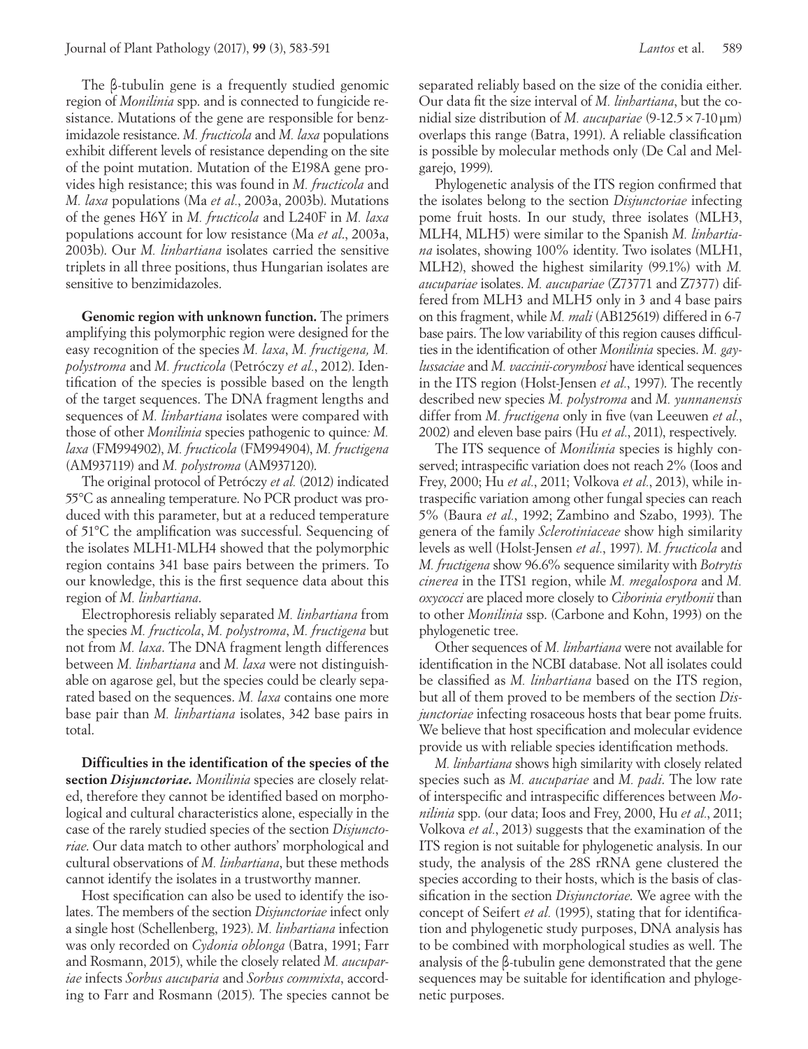The β-tubulin gene is a frequently studied genomic region of *Monilinia* spp. and is connected to fungicide resistance. Mutations of the gene are responsible for benzimidazole resistance. *M. fructicola* and *M. laxa* populations exhibit different levels of resistance depending on the site of the point mutation. Mutation of the E198A gene provides high resistance; this was found in *M. fructicola* and *M. laxa* populations (Ma *et al*., 2003a, 2003b). Mutations of the genes H6Y in *M. fructicola* and L240F in *M. laxa* populations account for low resistance (Ma *et al*., 2003a, 2003b). Our *M. linhartiana* isolates carried the sensitive triplets in all three positions, thus Hungarian isolates are sensitive to benzimidazoles.

**Genomic region with unknown function.** The primers amplifying this polymorphic region were designed for the easy recognition of the species *M. laxa*, *M. fructigena, M. polystroma* and *M. fructicola* (Petróczy *et al*., 2012). Identification of the species is possible based on the length of the target sequences. The DNA fragment lengths and sequences of *M. linhartiana* isolates were compared with those of other *Monilinia* species pathogenic to quince*: M. laxa* (FM994902), *M. fructicola* (FM994904), *M. fructigena* (AM937119) and *M. polystroma* (AM937120).

The original protocol of Petróczy *et al.* (2012) indicated 55°C as annealing temperature. No PCR product was produced with this parameter, but at a reduced temperature of 51°C the amplification was successful. Sequencing of the isolates MLH1-MLH4 showed that the polymorphic region contains 341 base pairs between the primers. To our knowledge, this is the first sequence data about this region of *M. linhartiana*.

Electrophoresis reliably separated *M. linhartiana* from the species *M. fructicola*, *M. polystroma*, *M. fructigena* but not from *M. laxa*. The DNA fragment length differences between *M. linhartiana* and *M. laxa* were not distinguishable on agarose gel, but the species could be clearly separated based on the sequences. *M. laxa* contains one more base pair than *M. linhartiana* isolates, 342 base pairs in total.

**Difficulties in the identification of the species of the section *Disjunctoriae*.** *Monilinia* species are closely related, therefore they cannot be identified based on morphological and cultural characteristics alone, especially in the case of the rarely studied species of the section *Disjunctoriae*. Our data match to other authors' morphological and cultural observations of *M. linhartiana*, but these methods cannot identify the isolates in a trustworthy manner.

Host specification can also be used to identify the isolates. The members of the section *Disjunctoriae* infect only a single host (Schellenberg, 1923). *M. linhartiana* infection was only recorded on *Cydonia oblonga* (Batra, 1991; Farr and Rosmann, 2015), while the closely related *M. aucupariae* infects *Sorbus aucuparia* and *Sorbus commixta*, according to Farr and Rosmann (2015). The species cannot be separated reliably based on the size of the conidia either. Our data fit the size interval of *M. linhartiana*, but the conidial size distribution of *M. aucupariae* (9-12.5 × 7-10 µm) overlaps this range (Batra, 1991). A reliable classification is possible by molecular methods only (De Cal and Melgarejo, 1999).

Phylogenetic analysis of the ITS region confirmed that the isolates belong to the section *Disjunctoriae* infecting pome fruit hosts. In our study, three isolates (MLH3, MLH4, MLH5) were similar to the Spanish *M. linhartiana* isolates, showing 100% identity. Two isolates (MLH1, MLH2), showed the highest similarity (99.1%) with *M. aucupariae* isolates. *M. aucupariae* (Z73771 and Z7377) differed from MLH3 and MLH5 only in 3 and 4 base pairs on this fragment, while *M. mali* (AB125619) differed in 6-7 base pairs. The low variability of this region causes difficulties in the identification of other *Monilinia* species. *M. gaylussaciae* and *M. vaccinii-corymbosi* have identical sequences in the ITS region (Holst-Jensen *et al.*, 1997). The recently described new species *M. polystroma* and *M. yunnanensis* differ from *M. fructigena* only in five (van Leeuwen *et al.*, 2002) and eleven base pairs (Hu *et al.*, 2011), respectively.

The ITS sequence of *Monilinia* species is highly conserved; intraspecific variation does not reach 2% (Ioos and Frey, 2000; Hu *et al*., 2011; Volkova *et al.*, 2013), while intraspecific variation among other fungal species can reach 5% (Baura *et al.*, 1992; Zambino and Szabo, 1993). The genera of the family *Sclerotiniaceae* show high similarity levels as well (Holst-Jensen *et al.*, 1997). *M. fructicola* and *M. fructigena* show 96.6% sequence similarity with *Botrytis cinerea* in the ITS1 region, while *M. megalospora* and *M. oxycocci* are placed more closely to *Ciborinia erythonii* than to other *Monilinia* ssp. (Carbone and Kohn, 1993) on the phylogenetic tree.

Other sequences of *M. linhartiana* were not available for identification in the NCBI database. Not all isolates could be classified as *M. linhartiana* based on the ITS region, but all of them proved to be members of the section *Disjunctoriae* infecting rosaceous hosts that bear pome fruits. We believe that host specification and molecular evidence provide us with reliable species identification methods.

*M. linhartiana* shows high similarity with closely related species such as *M. aucupariae* and *M. padi*. The low rate of interspecific and intraspecific differences between *Monilinia* spp. (our data; Ioos and Frey, 2000, Hu *et al.*, 2011; Volkova *et al.*, 2013) suggests that the examination of the ITS region is not suitable for phylogenetic analysis. In our study, the analysis of the 28S rRNA gene clustered the species according to their hosts, which is the basis of classification in the section *Disjunctoriae*. We agree with the concept of Seifert *et al.* (1995), stating that for identification and phylogenetic study purposes, DNA analysis has to be combined with morphological studies as well. The analysis of the β-tubulin gene demonstrated that the gene sequences may be suitable for identification and phylogenetic purposes.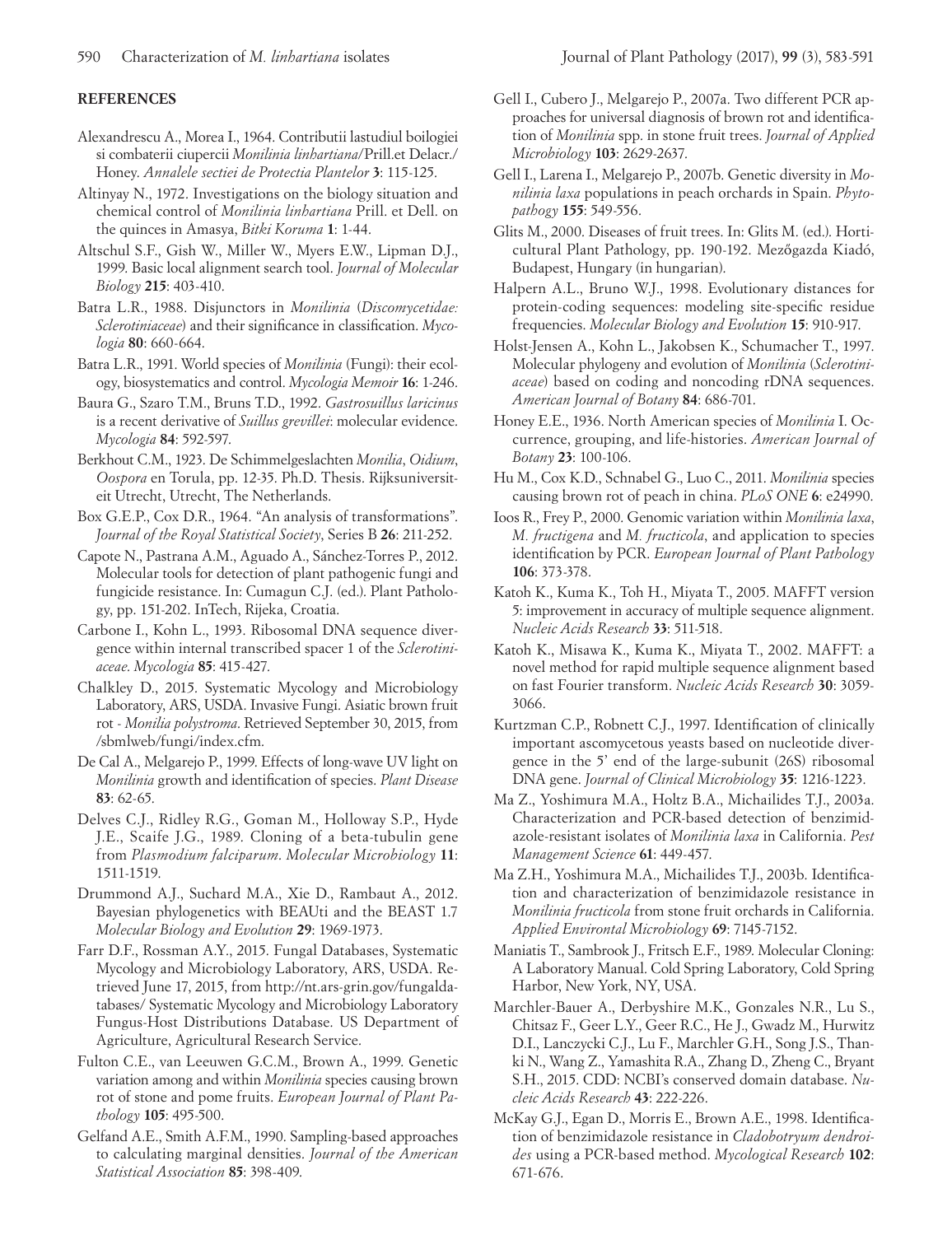## REFERENCES

Alexandrescu A., Morea I., 1964. Contributii lastudiul boilogiei si combaterii ciupercii *Monilinia linhartiana*/Prill.et Delacr./ Honey. *Annalele sectiei de Protectia Plantelor* **3**: 115-125.

Altinyay N., 1972. Investigations on the biology situation and chemical control of *Monilinia linhartiana* Prill. et Dell. on the quinces in Amasya, *Bitki Koruma* **1**: 1-44.

Altschul S.F., Gish W., Miller W., Myers E.W., Lipman D.J., 1999. Basic local alignment search tool. *Journal of Molecular Biology* **215**: 403-410.

Batra L.R., 1988. Disjunctors in *Monilinia* (*Discomycetidae: Sclerotiniaceae*) and their significance in classification. *Mycologia* **80**: 660-664.

Batra L.R., 1991. World species of *Monilinia* (Fungi): their ecology, biosystematics and control. *Mycologia Memoir* **16**: 1-246.

Baura G., Szaro T.M., Bruns T.D., 1992. *Gastrosuillus laricinus* is a recent derivative of *Suillus grevillei*: molecular evidence. *Mycologia* **84**: 592-597.

Berkhout C.M., 1923. De Schimmelgeslachten *Monilia*, *Oidium*, *Oospora* en Torula, pp. 12-35. Ph.D. Thesis. Rijksuniversiteit Utrecht, Utrecht, The Netherlands.

Box G.E.P., Cox D.R., 1964. "An analysis of transformations". *Journal of the Royal Statistical Society*, Series B **26**: 211-252.

Capote N., Pastrana A.M., Aguado A., Sánchez-Torres P., 2012. Molecular tools for detection of plant pathogenic fungi and fungicide resistance. In: Cumagun C.J. (ed.). Plant Pathology, pp. 151-202. InTech, Rijeka, Croatia.

Carbone I., Kohn L., 1993. Ribosomal DNA sequence divergence within internal transcribed spacer 1 of the *Sclerotiniaceae*. *Mycologia* **85**: 415-427.

Chalkley D., 2015. Systematic Mycology and Microbiology Laboratory, ARS, USDA. Invasive Fungi. Asiatic brown fruit rot - *Monilia polystroma*. Retrieved September 30, 2015, from /sbmlweb/fungi/index.cfm.

De Cal A., Melgarejo P., 1999. Effects of long-wave UV light on *Monilinia* growth and identification of species. *Plant Disease* **83**: 62-65.

Delves C.J., Ridley R.G., Goman M., Holloway S.P., Hyde J.E., Scaife J.G., 1989. Cloning of a beta-tubulin gene from *Plasmodium falciparum*. *Molecular Microbiology* **11**: 1511-1519.

Drummond A.J., Suchard M.A., Xie D., Rambaut A., 2012. Bayesian phylogenetics with BEAUti and the BEAST 1.7 *Molecular Biology and Evolution* **29**: 1969-1973.

Farr D.F., Rossman A.Y., 2015. Fungal Databases, Systematic Mycology and Microbiology Laboratory, ARS, USDA. Retrieved June 17, 2015, from http://nt.ars-grin.gov/fungaldatabases/ Systematic Mycology and Microbiology Laboratory Fungus-Host Distributions Database. US Department of Agriculture, Agricultural Research Service.

Fulton C.E., van Leeuwen G.C.M., Brown A., 1999. Genetic variation among and within *Monilinia* species causing brown rot of stone and pome fruits. *European Journal of Plant Pathology* **105**: 495-500.

Gelfand A.E., Smith A.F.M., 1990. Sampling-based approaches to calculating marginal densities. *Journal of the American Statistical Association* **85**: 398-409.

Gell I., Cubero J., Melgarejo P., 2007a. Two different PCR approaches for universal diagnosis of brown rot and identification of *Monilinia* spp. in stone fruit trees. *Journal of Applied Microbiology* **103**: 2629-2637.

Gell I., Larena I., Melgarejo P., 2007b. Genetic diversity in *Monilinia laxa* populations in peach orchards in Spain. *Phytopathogy* **155**: 549-556.

Glits M., 2000. Diseases of fruit trees. In: Glits M. (ed.). Horticultural Plant Pathology, pp. 190-192. Mezőgazda Kiadó, Budapest, Hungary (in hungarian).

Halpern A.L., Bruno W.J., 1998. Evolutionary distances for protein-coding sequences: modeling site-specific residue frequencies. *Molecular Biology and Evolution* **15**: 910-917.

Holst-Jensen A., Kohn L., Jakobsen K., Schumacher T., 1997. Molecular phylogeny and evolution of *Monilinia* (*Sclerotiniaceae*) based on coding and noncoding rDNA sequences. *American Journal of Botany* **84**: 686-701.

Honey E.E., 1936. North American species of *Monilinia* I. Occurrence, grouping, and life-histories. *American Journal of Botany* **23**: 100-106.

Hu M., Cox K.D., Schnabel G., Luo C., 2011. *Monilinia* species causing brown rot of peach in china. *PLoS ONE* **6**: e24990.

Ioos R., Frey P., 2000. Genomic variation within *Monilinia laxa*, *M. fructigena* and *M. fructicola*, and application to species identification by PCR. *European Journal of Plant Pathology* **106**: 373-378.

Katoh K., Kuma K., Toh H., Miyata T., 2005. MAFFT version 5: improvement in accuracy of multiple sequence alignment. *Nucleic Acids Research* **33**: 511-518.

Katoh K., Misawa K., Kuma K., Miyata T., 2002. MAFFT: a novel method for rapid multiple sequence alignment based on fast Fourier transform. *Nucleic Acids Research* **30**: 3059-3066.

Kurtzman C.P., Robnett C.J., 1997. Identification of clinically important ascomycetous yeasts based on nucleotide divergence in the 5' end of the large-subunit (26S) ribosomal DNA gene. *Journal of Clinical Microbiology* **35**: 1216-1223.

Ma Z., Yoshimura M.A., Holtz B.A., Michailides T.J., 2003a. Characterization and PCR-based detection of benzimidazole-resistant isolates of *Monilinia laxa* in California. *Pest Management Science* **61**: 449-457.

Ma Z.H., Yoshimura M.A., Michailides T.J., 2003b. Identification and characterization of benzimidazole resistance in *Monilinia fructicola* from stone fruit orchards in California. *Applied Environtal Microbiology* **69**: 7145-7152.

Maniatis T., Sambrook J., Fritsch E.F., 1989. Molecular Cloning: A Laboratory Manual. Cold Spring Laboratory, Cold Spring Harbor, New York, NY, USA.

Marchler-Bauer A., Derbyshire M.K., Gonzales N.R., Lu S., Chitsaz F., Geer L.Y., Geer R.C., He J., Gwadz M., Hurwitz D.I., Lanczycki C.J., Lu F., Marchler G.H., Song J.S., Thanki N., Wang Z., Yamashita R.A., Zhang D., Zheng C., Bryant S.H., 2015. CDD: NCBI's conserved domain database. *Nucleic Acids Research* **43**: 222-226.

McKay G.J., Egan D., Morris E., Brown A.E., 1998. Identification of benzimidazole resistance in *Cladobotryum dendroides* using a PCR-based method. *Mycological Research* **102**: 671-676.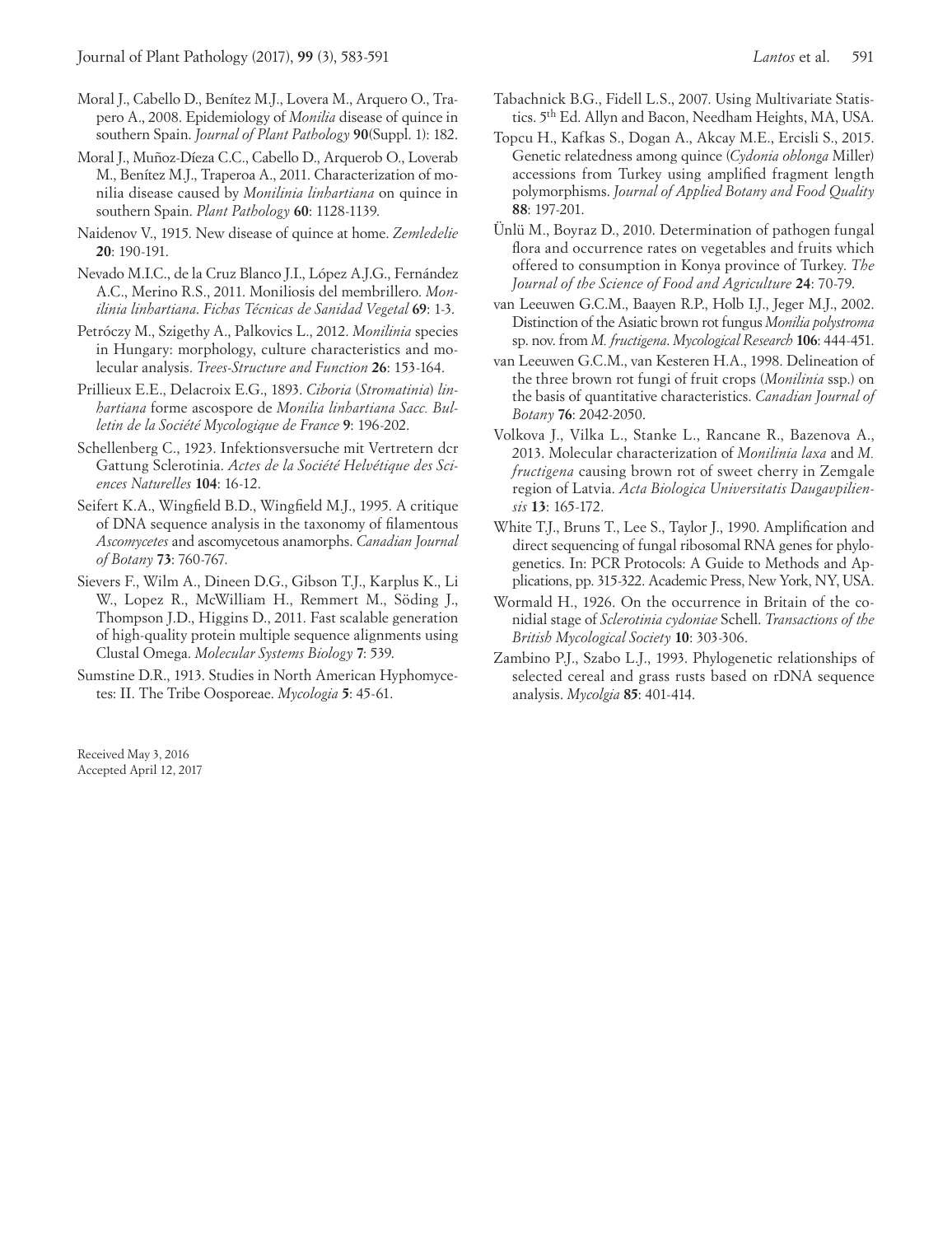Moral J., Cabello D., Benítez M.J., Lovera M., Arquero O., Trapero A., 2008. Epidemiology of *Monilia* disease of quince in southern Spain. *Journal of Plant Pathology* **90**(Suppl. 1): 182.

Moral J., Muñoz-Díeza C.C., Cabello D., Arquerob O., Loverab M., Benítez M.J., Traperoa A., 2011. Characterization of monilia disease caused by *Monilinia linhartiana* on quince in southern Spain. *Plant Pathology* **60**: 1128-1139.

Naidenov V., 1915. New disease of quince at home. *Zemledelie* **20**: 190-191.

Nevado M.I.C., de la Cruz Blanco J.I., López A.J.G., Fernández A.C., Merino R.S., 2011. Moniliosis del membrillero. *Monilinia linhartiana*. *Fichas Técnicas de Sanidad Vegetal* **69**: 1-3.

Petróczy M., Szigethy A., Palkovics L., 2012. *Monilinia* species in Hungary: morphology, culture characteristics and molecular analysis. *Trees-Structure and Function* **26**: 153-164.

Prillieux E.E., Delacroix E.G., 1893. *Ciboria* (*Stromatinia*) *linhartiana* forme ascospore de *Monilia linhartiana Sacc. Bulletin de la Société Mycologique de France* **9**: 196-202.

Schellenberg C., 1923. Infektionsversuche mit Vertretern dcr Gattung Sclerotinia. *Actes de la Société Helvétique des Sciences Naturelles* **104**: 16-12.

Seifert K.A., Wingfield B.D., Wingfield M.J., 1995. A critique of DNA sequence analysis in the taxonomy of filamentous *Ascomycetes* and ascomycetous anamorphs. *Canadian Journal of Botany* **73**: 760-767.

Sievers F., Wilm A., Dineen D.G., Gibson T.J., Karplus K., Li W., Lopez R., McWilliam H., Remmert M., Söding J., Thompson J.D., Higgins D., 2011. Fast scalable generation of high-quality protein multiple sequence alignments using Clustal Omega. *Molecular Systems Biology* **7**: 539.

Sumstine D.R., 1913. Studies in North American Hyphomycetes: II. The Tribe Oosporeae. *Mycologia* **5**: 45-61.

Tabachnick B.G., Fidell L.S., 2007. Using Multivariate Statistics. 5th Ed. Allyn and Bacon, Needham Heights, MA, USA.

Topcu H., Kafkas S., Dogan A., Akcay M.E., Ercisli S., 2015. Genetic relatedness among quince (*Cydonia oblonga* Miller) accessions from Turkey using amplified fragment length polymorphisms. *Journal of Applied Botany and Food Quality* **88**: 197-201.

Ünlü M., Boyraz D., 2010. Determination of pathogen fungal flora and occurrence rates on vegetables and fruits which offered to consumption in Konya province of Turkey. *The Journal of the Science of Food and Agriculture* **24**: 70-79.

van Leeuwen G.C.M., Baayen R.P., Holb I.J., Jeger M.J., 2002. Distinction of the Asiatic brown rot fungus *Monilia polystroma* sp. nov. from *M. fructigena*. *Mycological Research* **106**: 444-451.

van Leeuwen G.C.M., van Kesteren H.A., 1998. Delineation of the three brown rot fungi of fruit crops (*Monilinia* ssp.) on the basis of quantitative characteristics. *Canadian Journal of Botany* **76**: 2042-2050.

Volkova J., Vilka L., Stanke L., Rancane R., Bazenova A., 2013. Molecular characterization of *Monilinia laxa* and *M. fructigena* causing brown rot of sweet cherry in Zemgale region of Latvia. *Acta Biologica Universitatis Daugavpiliensis* **13**: 165-172.

White T.J., Bruns T., Lee S., Taylor J., 1990. Amplification and direct sequencing of fungal ribosomal RNA genes for phylogenetics. In: PCR Protocols: A Guide to Methods and Applications, pp. 315-322. Academic Press, New York, NY, USA.

Wormald H., 1926. On the occurrence in Britain of the conidial stage of *Sclerotinia cydoniae* Schell. *Transactions of the British Mycological Society* **10**: 303-306.

Zambino P.J., Szabo L.J., 1993. Phylogenetic relationships of selected cereal and grass rusts based on rDNA sequence analysis. *Mycolgia* **85**: 401-414.

Received May 3, 2016
Accepted April 12, 2017